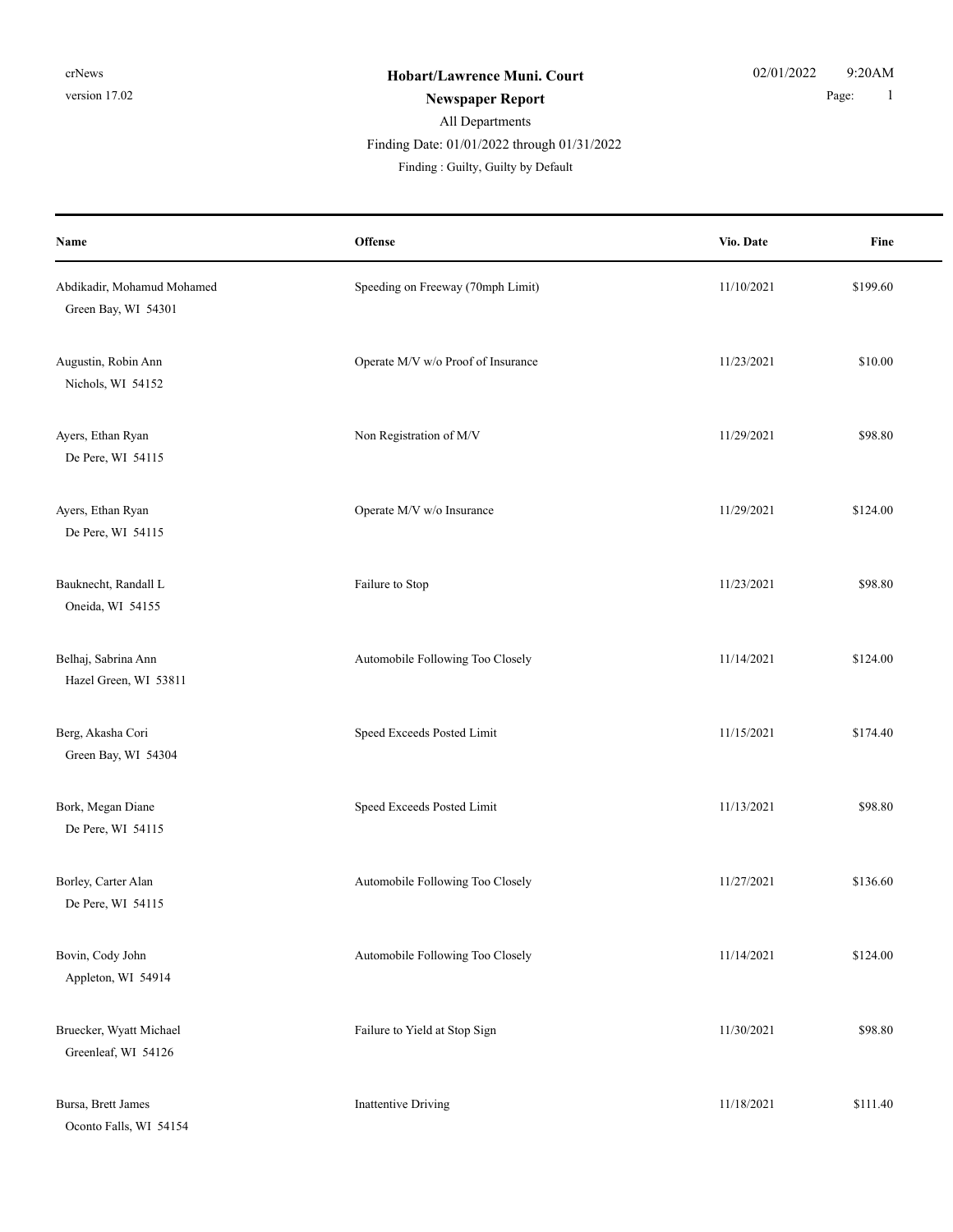# Hobart/Lawrence Muni. Court

## Newspaper Report

All Departments

Finding Date: 01/01/2022 through 01/31/2022

Finding : Guilty, Guilty by Default

| Name | Offense | Vio. Date | Fine |
|---|---|---|---|
| Abdikadir, Mohamud Mohamed<br>Green Bay, WI 54301 | Speeding on Freeway (70mph Limit) | 11/10/2021 | $199.60 |
| Augustin, Robin Ann<br>Nichols, WI 54152 | Operate M/V w/o Proof of Insurance | 11/23/2021 | $10.00 |
| Ayers, Ethan Ryan<br>De Pere, WI 54115 | Non Registration of M/V | 11/29/2021 | $98.80 |
| Ayers, Ethan Ryan<br>De Pere, WI 54115 | Operate M/V w/o Insurance | 11/29/2021 | $124.00 |
| Bauknecht, Randall L<br>Oneida, WI 54155 | Failure to Stop | 11/23/2021 | $98.80 |
| Belhaj, Sabrina Ann<br>Hazel Green, WI 53811 | Automobile Following Too Closely | 11/14/2021 | $124.00 |
| Berg, Akasha Cori<br>Green Bay, WI 54304 | Speed Exceeds Posted Limit | 11/15/2021 | $174.40 |
| Bork, Megan Diane<br>De Pere, WI 54115 | Speed Exceeds Posted Limit | 11/13/2021 | $98.80 |
| Borley, Carter Alan<br>De Pere, WI 54115 | Automobile Following Too Closely | 11/27/2021 | $136.60 |
| Bovin, Cody John<br>Appleton, WI 54914 | Automobile Following Too Closely | 11/14/2021 | $124.00 |
| Bruecker, Wyatt Michael<br>Greenleaf, WI 54126 | Failure to Yield at Stop Sign | 11/30/2021 | $98.80 |
| Bursa, Brett James<br>Oconto Falls, WI 54154 | Inattentive Driving | 11/18/2021 | $111.40 |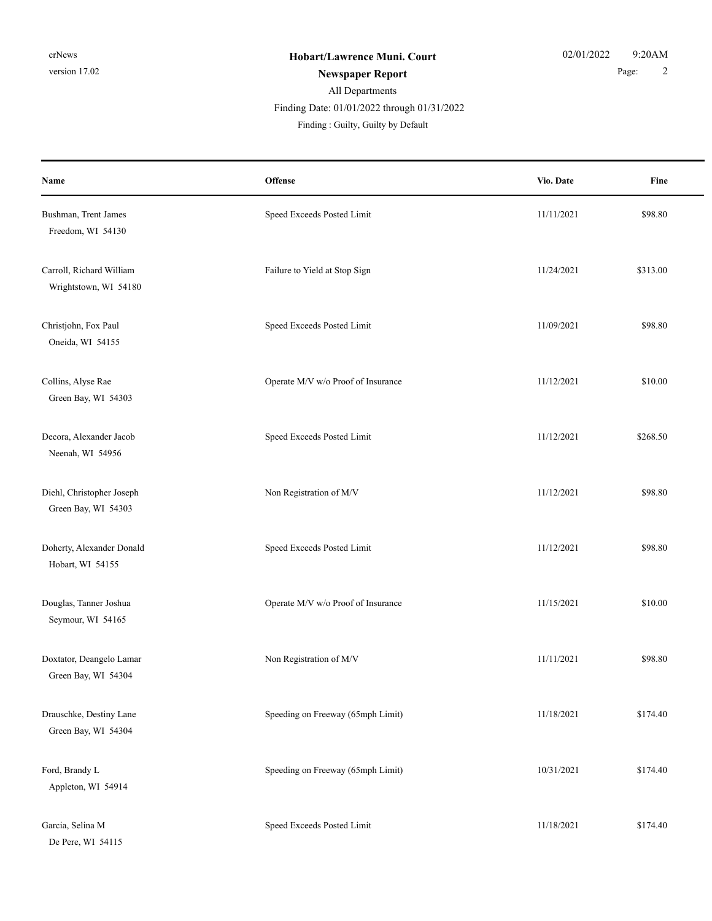# Hobart/Lawrence Muni. Court

## Newspaper Report

All Departments

Finding Date: 01/01/2022 through 01/31/2022

Finding : Guilty, Guilty by Default

| Name | Offense | Vio. Date | Fine |
|---|---|---|---|
| Bushman, Trent James<br>Freedom, WI 54130 | Speed Exceeds Posted Limit | 11/11/2021 | $98.80 |
| Carroll, Richard William<br>Wrightstown, WI 54180 | Failure to Yield at Stop Sign | 11/24/2021 | $313.00 |
| Christjohn, Fox Paul<br>Oneida, WI 54155 | Speed Exceeds Posted Limit | 11/09/2021 | $98.80 |
| Collins, Alyse Rae<br>Green Bay, WI 54303 | Operate M/V w/o Proof of Insurance | 11/12/2021 | $10.00 |
| Decora, Alexander Jacob<br>Neenah, WI 54956 | Speed Exceeds Posted Limit | 11/12/2021 | $268.50 |
| Diehl, Christopher Joseph<br>Green Bay, WI 54303 | Non Registration of M/V | 11/12/2021 | $98.80 |
| Doherty, Alexander Donald<br>Hobart, WI 54155 | Speed Exceeds Posted Limit | 11/12/2021 | $98.80 |
| Douglas, Tanner Joshua<br>Seymour, WI 54165 | Operate M/V w/o Proof of Insurance | 11/15/2021 | $10.00 |
| Doxtator, Deangelo Lamar<br>Green Bay, WI 54304 | Non Registration of M/V | 11/11/2021 | $98.80 |
| Drauschke, Destiny Lane<br>Green Bay, WI 54304 | Speeding on Freeway (65mph Limit) | 11/18/2021 | $174.40 |
| Ford, Brandy L<br>Appleton, WI 54914 | Speeding on Freeway (65mph Limit) | 10/31/2021 | $174.40 |
| Garcia, Selina M<br>De Pere, WI 54115 | Speed Exceeds Posted Limit | 11/18/2021 | $174.40 |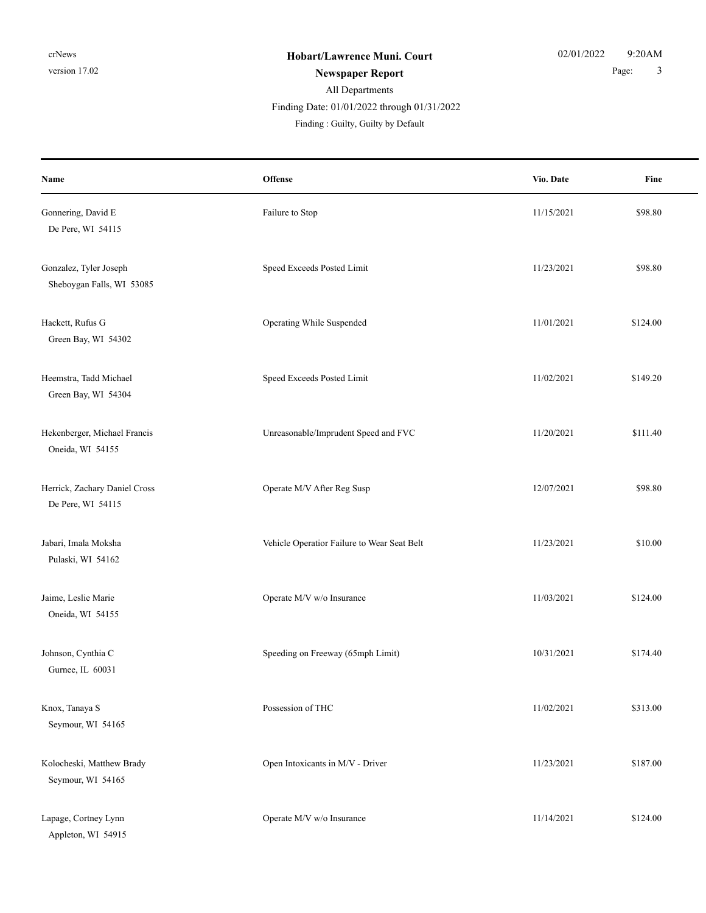**Hobart/Lawrence Muni. Court**

**Newspaper Report**

All Departments

Finding Date: 01/01/2022 through 01/31/2022

Finding : Guilty, Guilty by Default

| Name | Offense | Vio. Date | Fine |
|---|---|---|---|
| Gonnering, David E<br>De Pere, WI 54115 | Failure to Stop | 11/15/2021 | $98.80 |
| Gonzalez, Tyler Joseph<br>Sheboygan Falls, WI 53085 | Speed Exceeds Posted Limit | 11/23/2021 | $98.80 |
| Hackett, Rufus G<br>Green Bay, WI 54302 | Operating While Suspended | 11/01/2021 | $124.00 |
| Heemstra, Tadd Michael<br>Green Bay, WI 54304 | Speed Exceeds Posted Limit | 11/02/2021 | $149.20 |
| Hekenberger, Michael Francis<br>Oneida, WI 54155 | Unreasonable/Imprudent Speed and FVC | 11/20/2021 | $111.40 |
| Herrick, Zachary Daniel Cross<br>De Pere, WI 54115 | Operate M/V After Reg Susp | 12/07/2021 | $98.80 |
| Jabari, Imala Moksha<br>Pulaski, WI 54162 | Vehicle Operatior Failure to Wear Seat Belt | 11/23/2021 | $10.00 |
| Jaime, Leslie Marie<br>Oneida, WI 54155 | Operate M/V w/o Insurance | 11/03/2021 | $124.00 |
| Johnson, Cynthia C<br>Gurnee, IL 60031 | Speeding on Freeway (65mph Limit) | 10/31/2021 | $174.40 |
| Knox, Tanaya S<br>Seymour, WI 54165 | Possession of THC | 11/02/2021 | $313.00 |
| Kolocheski, Matthew Brady<br>Seymour, WI 54165 | Open Intoxicants in M/V - Driver | 11/23/2021 | $187.00 |
| Lapage, Cortney Lynn<br>Appleton, WI 54915 | Operate M/V w/o Insurance | 11/14/2021 | $124.00 |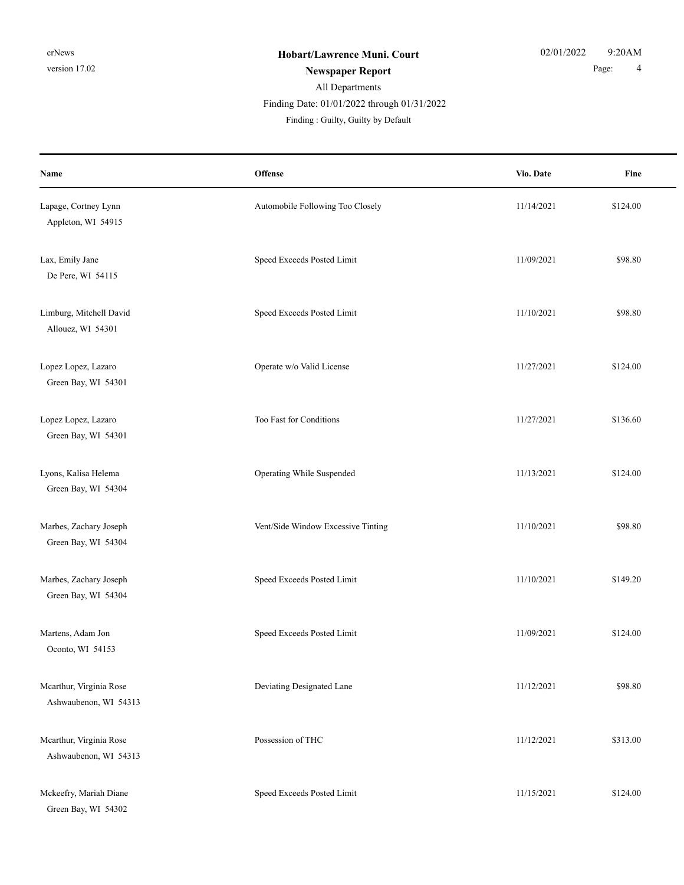**Hobart/Lawrence Muni. Court**

**Newspaper Report**

All Departments

Finding Date: 01/01/2022 through 01/31/2022

Finding : Guilty, Guilty by Default

| Name | Offense | Vio. Date | Fine |
|---|---|---|---|
| Lapage, Cortney Lynn<br>Appleton, WI 54915 | Automobile Following Too Closely | 11/14/2021 | $124.00 |
| Lax, Emily Jane<br>De Pere, WI 54115 | Speed Exceeds Posted Limit | 11/09/2021 | $98.80 |
| Limburg, Mitchell David<br>Allouez, WI 54301 | Speed Exceeds Posted Limit | 11/10/2021 | $98.80 |
| Lopez Lopez, Lazaro<br>Green Bay, WI 54301 | Operate w/o Valid License | 11/27/2021 | $124.00 |
| Lopez Lopez, Lazaro<br>Green Bay, WI 54301 | Too Fast for Conditions | 11/27/2021 | $136.60 |
| Lyons, Kalisa Helema<br>Green Bay, WI 54304 | Operating While Suspended | 11/13/2021 | $124.00 |
| Marbes, Zachary Joseph<br>Green Bay, WI 54304 | Vent/Side Window Excessive Tinting | 11/10/2021 | $98.80 |
| Marbes, Zachary Joseph<br>Green Bay, WI 54304 | Speed Exceeds Posted Limit | 11/10/2021 | $149.20 |
| Martens, Adam Jon<br>Oconto, WI 54153 | Speed Exceeds Posted Limit | 11/09/2021 | $124.00 |
| Mcarthur, Virginia Rose<br>Ashwaubenon, WI 54313 | Deviating Designated Lane | 11/12/2021 | $98.80 |
| Mcarthur, Virginia Rose<br>Ashwaubenon, WI 54313 | Possession of THC | 11/12/2021 | $313.00 |
| Mckeefry, Mariah Diane<br>Green Bay, WI 54302 | Speed Exceeds Posted Limit | 11/15/2021 | $124.00 |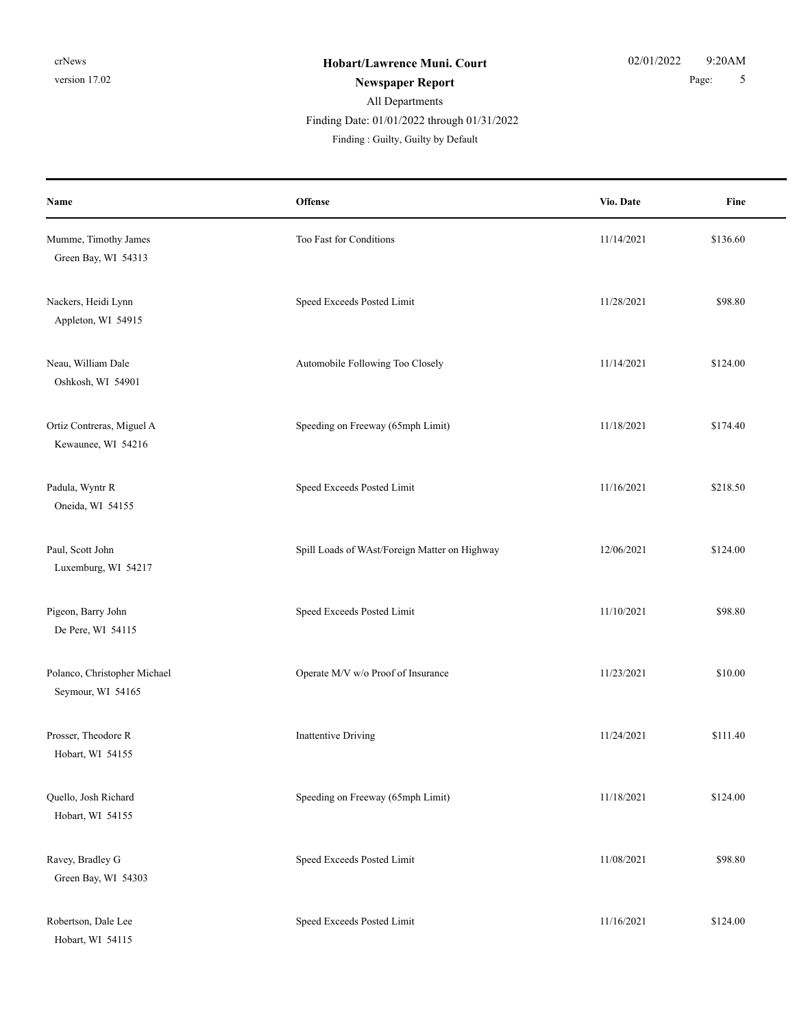**Hobart/Lawrence Muni. Court**

**Newspaper Report**

All Departments

Finding Date: 01/01/2022 through 01/31/2022

Finding : Guilty, Guilty by Default

| Name | Offense | Vio. Date | Fine |
|---|---|---|---|
| Mumme, Timothy James<br>Green Bay, WI 54313 | Too Fast for Conditions | 11/14/2021 | $136.60 |
| Nackers, Heidi Lynn<br>Appleton, WI 54915 | Speed Exceeds Posted Limit | 11/28/2021 | $98.80 |
| Neau, William Dale<br>Oshkosh, WI 54901 | Automobile Following Too Closely | 11/14/2021 | $124.00 |
| Ortiz Contreras, Miguel A<br>Kewaunee, WI 54216 | Speeding on Freeway (65mph Limit) | 11/18/2021 | $174.40 |
| Padula, Wyntr R<br>Oneida, WI 54155 | Speed Exceeds Posted Limit | 11/16/2021 | $218.50 |
| Paul, Scott John<br>Luxemburg, WI 54217 | Spill Loads of WAst/Foreign Matter on Highway | 12/06/2021 | $124.00 |
| Pigeon, Barry John<br>De Pere, WI 54115 | Speed Exceeds Posted Limit | 11/10/2021 | $98.80 |
| Polanco, Christopher Michael<br>Seymour, WI 54165 | Operate M/V w/o Proof of Insurance | 11/23/2021 | $10.00 |
| Prosser, Theodore R<br>Hobart, WI 54155 | Inattentive Driving | 11/24/2021 | $111.40 |
| Quello, Josh Richard<br>Hobart, WI 54155 | Speeding on Freeway (65mph Limit) | 11/18/2021 | $124.00 |
| Ravey, Bradley G<br>Green Bay, WI 54303 | Speed Exceeds Posted Limit | 11/08/2021 | $98.80 |
| Robertson, Dale Lee<br>Hobart, WI 54115 | Speed Exceeds Posted Limit | 11/16/2021 | $124.00 |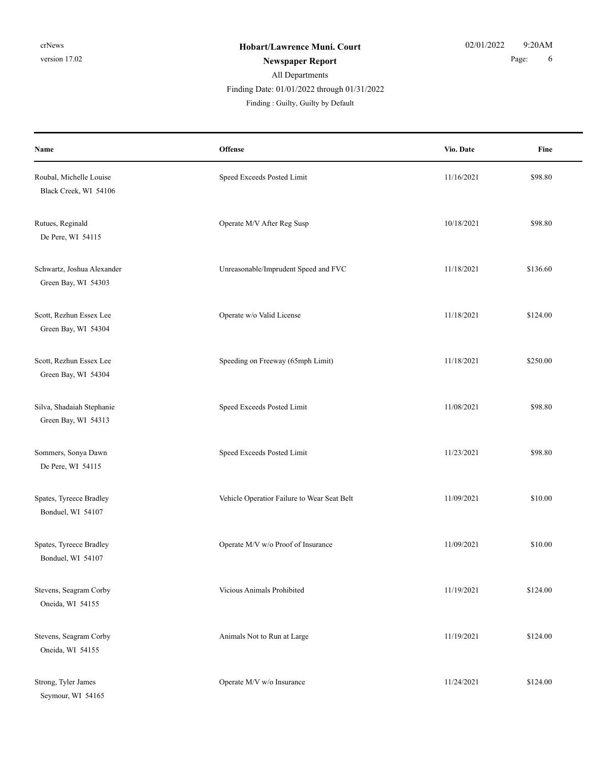**Hobart/Lawrence Muni. Court**

**Newspaper Report**

All Departments

Finding Date: 01/01/2022 through 01/31/2022

Finding : Guilty, Guilty by Default

| Name | Offense | Vio. Date | Fine |
|---|---|---|---|
| Roubal, Michelle Louise<br>Black Creek, WI 54106 | Speed Exceeds Posted Limit | 11/16/2021 | $98.80 |
| Rutues, Reginald<br>De Pere, WI 54115 | Operate M/V After Reg Susp | 10/18/2021 | $98.80 |
| Schwartz, Joshua Alexander<br>Green Bay, WI 54303 | Unreasonable/Imprudent Speed and FVC | 11/18/2021 | $136.60 |
| Scott, Rezhun Essex Lee<br>Green Bay, WI 54304 | Operate w/o Valid License | 11/18/2021 | $124.00 |
| Scott, Rezhun Essex Lee<br>Green Bay, WI 54304 | Speeding on Freeway (65mph Limit) | 11/18/2021 | $250.00 |
| Silva, Shadaiah Stephanie<br>Green Bay, WI 54313 | Speed Exceeds Posted Limit | 11/08/2021 | $98.80 |
| Sommers, Sonya Dawn<br>De Pere, WI 54115 | Speed Exceeds Posted Limit | 11/23/2021 | $98.80 |
| Spates, Tyreece Bradley<br>Bonduel, WI 54107 | Vehicle Operatior Failure to Wear Seat Belt | 11/09/2021 | $10.00 |
| Spates, Tyreece Bradley<br>Bonduel, WI 54107 | Operate M/V w/o Proof of Insurance | 11/09/2021 | $10.00 |
| Stevens, Seagram Corby<br>Oneida, WI 54155 | Vicious Animals Prohibited | 11/19/2021 | $124.00 |
| Stevens, Seagram Corby<br>Oneida, WI 54155 | Animals Not to Run at Large | 11/19/2021 | $124.00 |
| Strong, Tyler James<br>Seymour, WI 54165 | Operate M/V w/o Insurance | 11/24/2021 | $124.00 |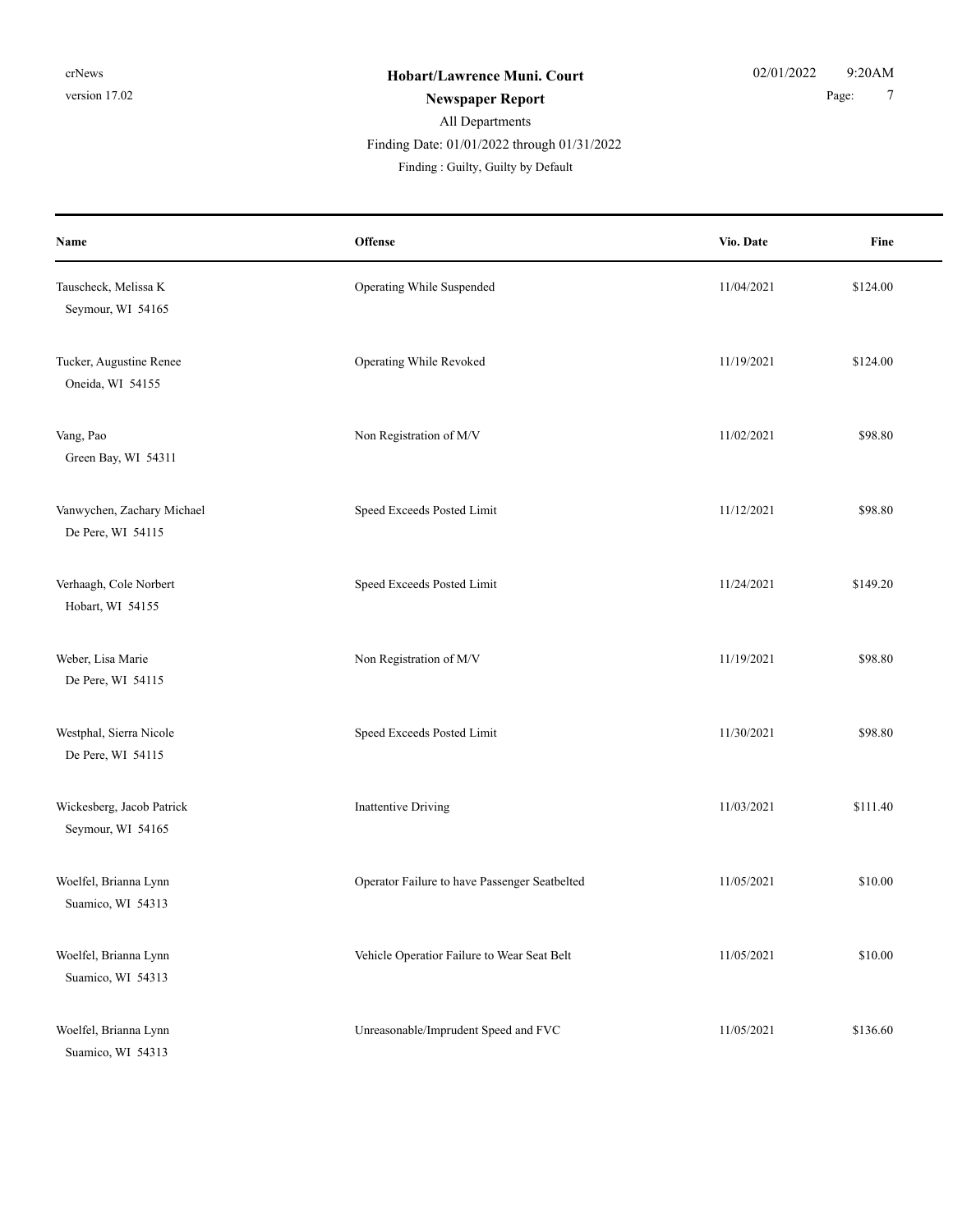**Hobart/Lawrence Muni. Court**

**Newspaper Report**

All Departments

Finding Date: 01/01/2022 through 01/31/2022

Finding : Guilty, Guilty by Default

| Name | Offense | Vio. Date | Fine |
|---|---|---|---|
| Tauscheck, Melissa K<br>Seymour, WI 54165 | Operating While Suspended | 11/04/2021 | $124.00 |
| Tucker, Augustine Renee<br>Oneida, WI 54155 | Operating While Revoked | 11/19/2021 | $124.00 |
| Vang, Pao<br>Green Bay, WI 54311 | Non Registration of M/V | 11/02/2021 | $98.80 |
| Vanwychen, Zachary Michael<br>De Pere, WI 54115 | Speed Exceeds Posted Limit | 11/12/2021 | $98.80 |
| Verhaagh, Cole Norbert<br>Hobart, WI 54155 | Speed Exceeds Posted Limit | 11/24/2021 | $149.20 |
| Weber, Lisa Marie<br>De Pere, WI 54115 | Non Registration of M/V | 11/19/2021 | $98.80 |
| Westphal, Sierra Nicole<br>De Pere, WI 54115 | Speed Exceeds Posted Limit | 11/30/2021 | $98.80 |
| Wickesberg, Jacob Patrick<br>Seymour, WI 54165 | Inattentive Driving | 11/03/2021 | $111.40 |
| Woelfel, Brianna Lynn<br>Suamico, WI 54313 | Operator Failure to have Passenger Seatbelted | 11/05/2021 | $10.00 |
| Woelfel, Brianna Lynn<br>Suamico, WI 54313 | Vehicle Operatior Failure to Wear Seat Belt | 11/05/2021 | $10.00 |
| Woelfel, Brianna Lynn<br>Suamico, WI 54313 | Unreasonable/Imprudent Speed and FVC | 11/05/2021 | $136.60 |